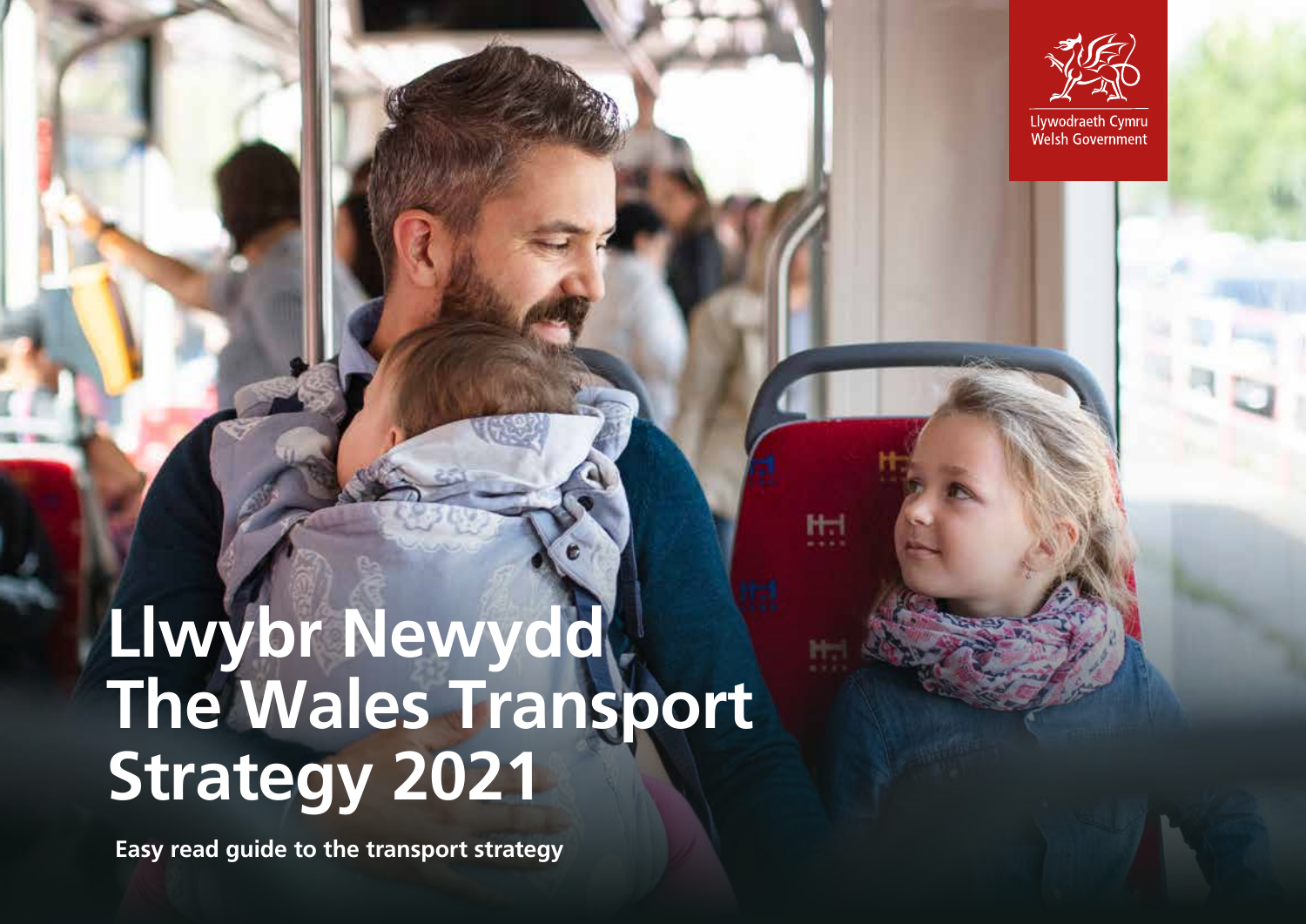Llywodraeth Cymru
Welsh Government

# Llwybr Newydd
# The Wales Transport Strategy 2021

**Easy read guide to the transport strategy**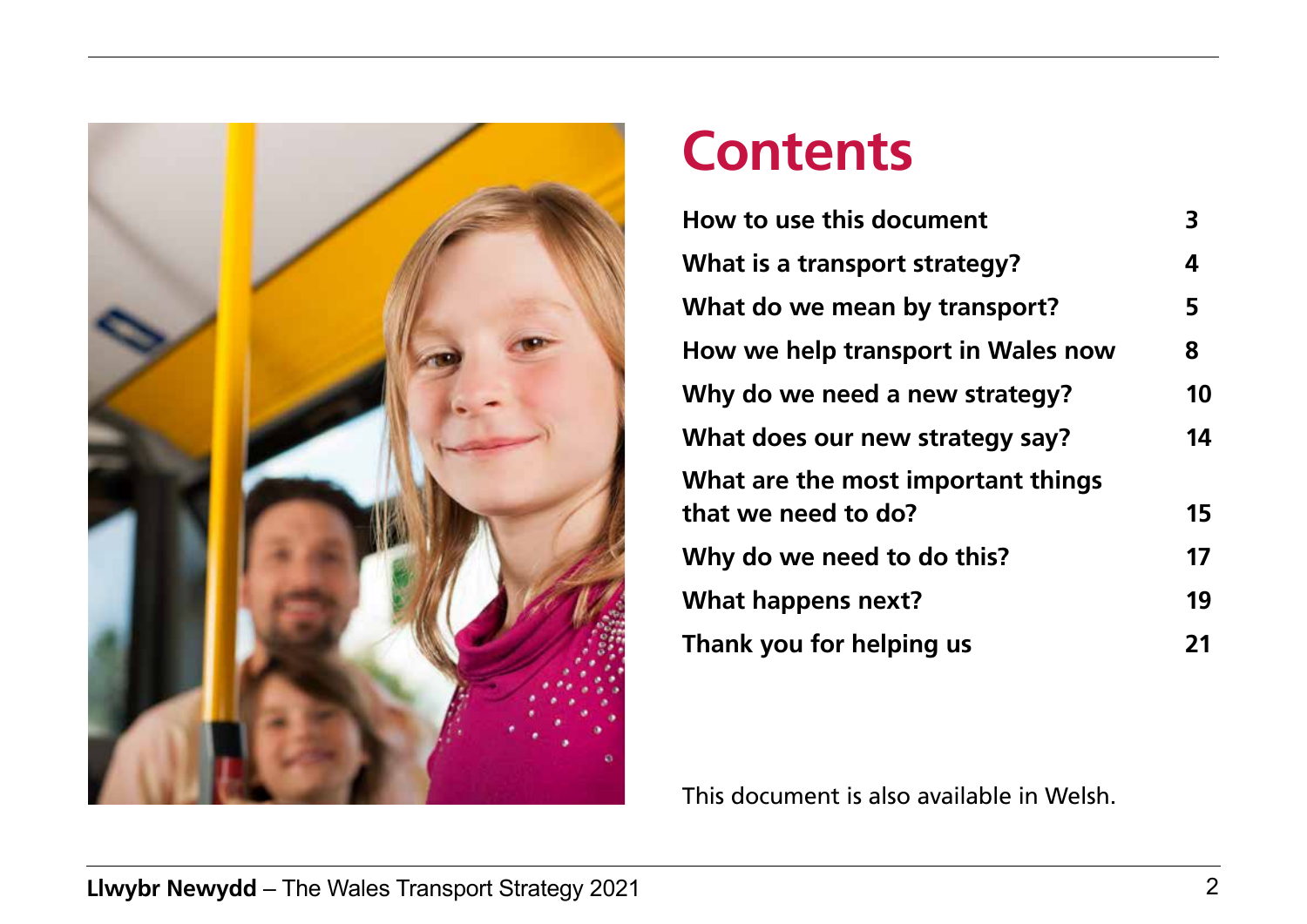# Contents

| | |
|---|---|
| **How to use this document** | **3** |
| **What is a transport strategy?** | **4** |
| **What do we mean by transport?** | **5** |
| **How we help transport in Wales now** | **8** |
| **Why do we need a new strategy?** | **10** |
| **What does our new strategy say?** | **14** |
| **What are the most important things that we need to do?** | **15** |
| **Why do we need to do this?** | **17** |
| **What happens next?** | **19** |
| **Thank you for helping us** | **21** |

This document is also available in Welsh.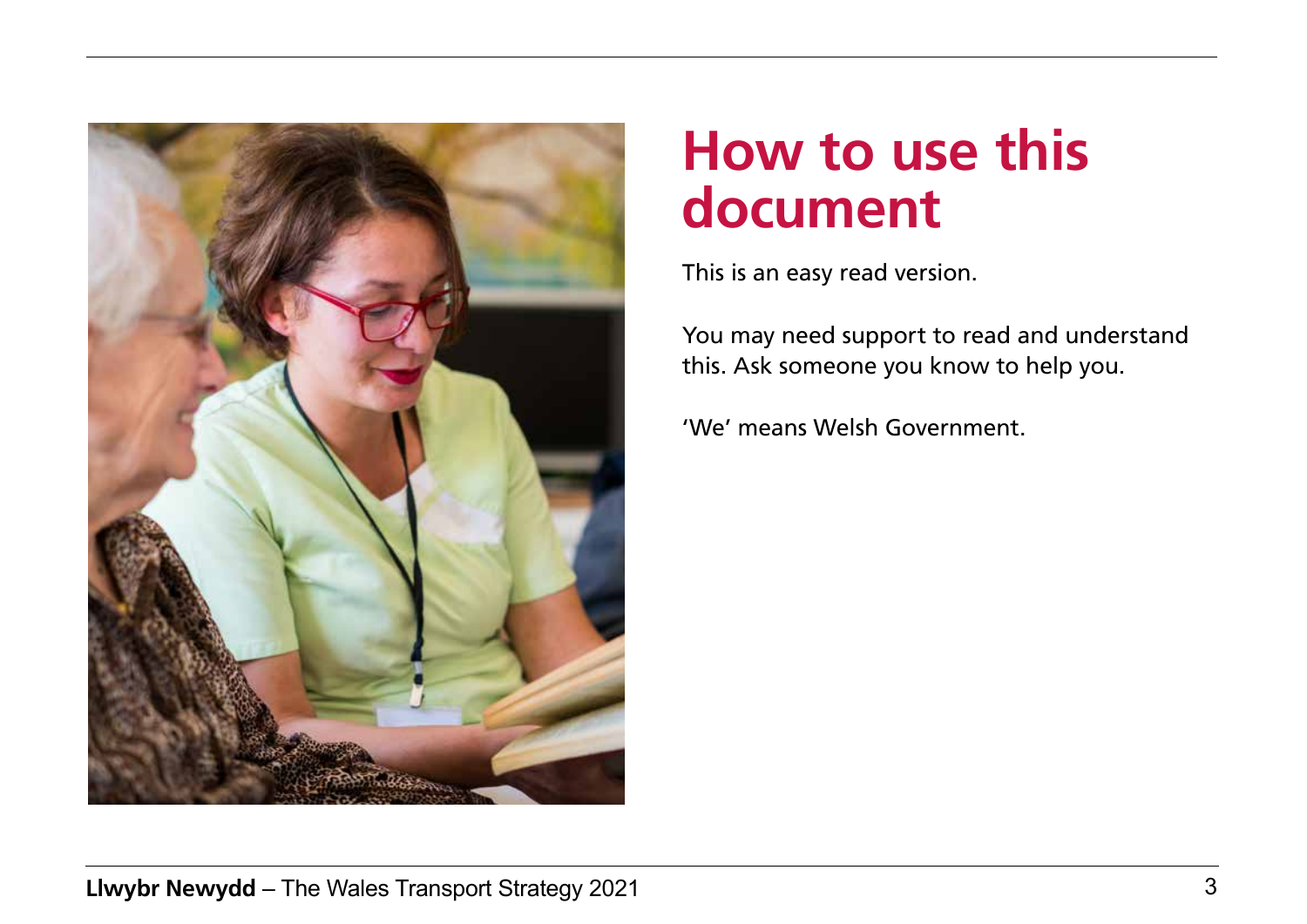# How to use this document

This is an easy read version.

You may need support to read and understand this. Ask someone you know to help you.

'We' means Welsh Government.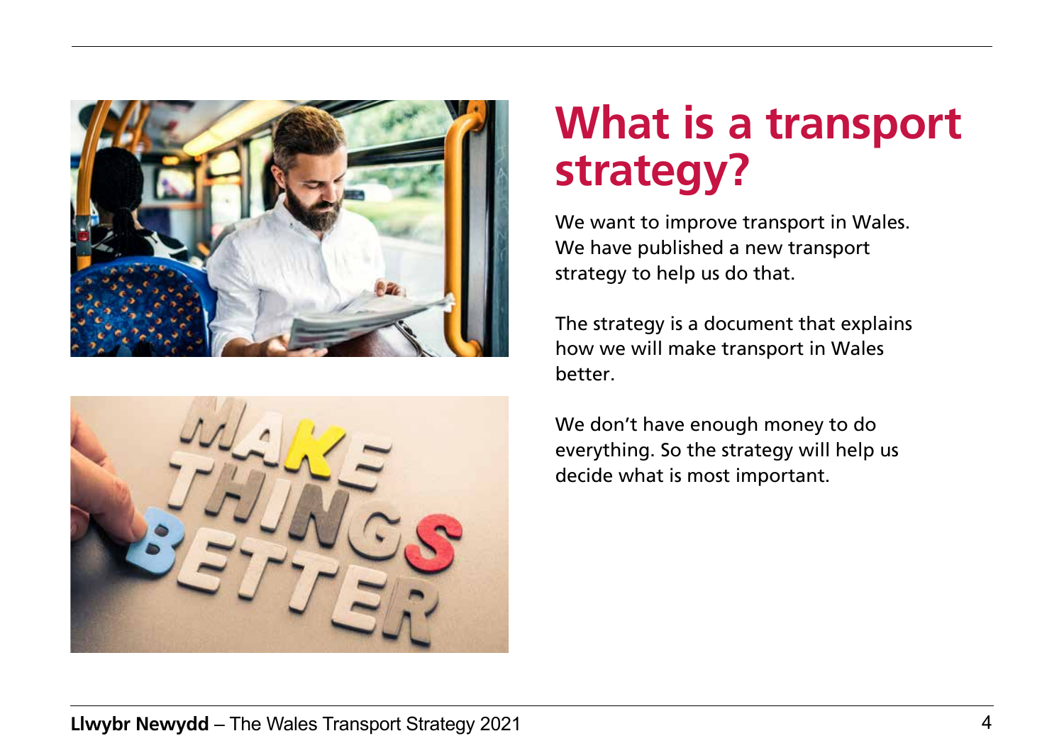# What is a transport strategy?

We want to improve transport in Wales. We have published a new transport strategy to help us do that.

The strategy is a document that explains how we will make transport in Wales better.

We don't have enough money to do everything. So the strategy will help us decide what is most important.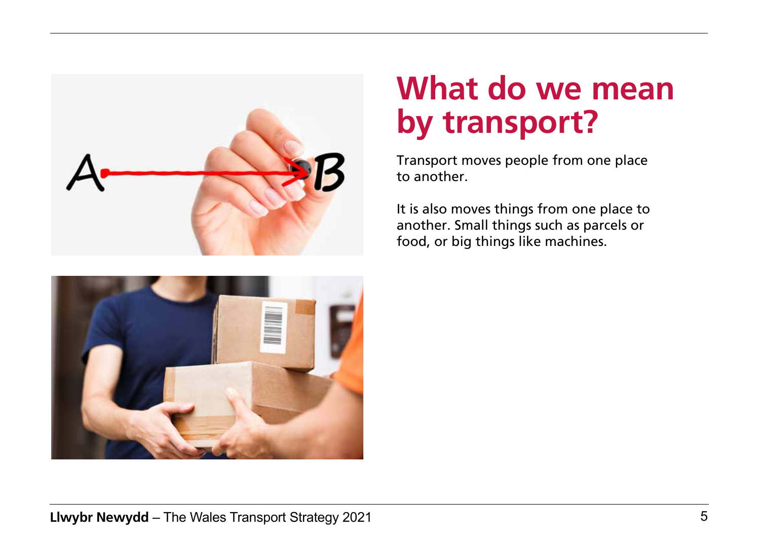# What do we mean by transport?

Transport moves people from one place to another.

It is also moves things from one place to another. Small things such as parcels or food, or big things like machines.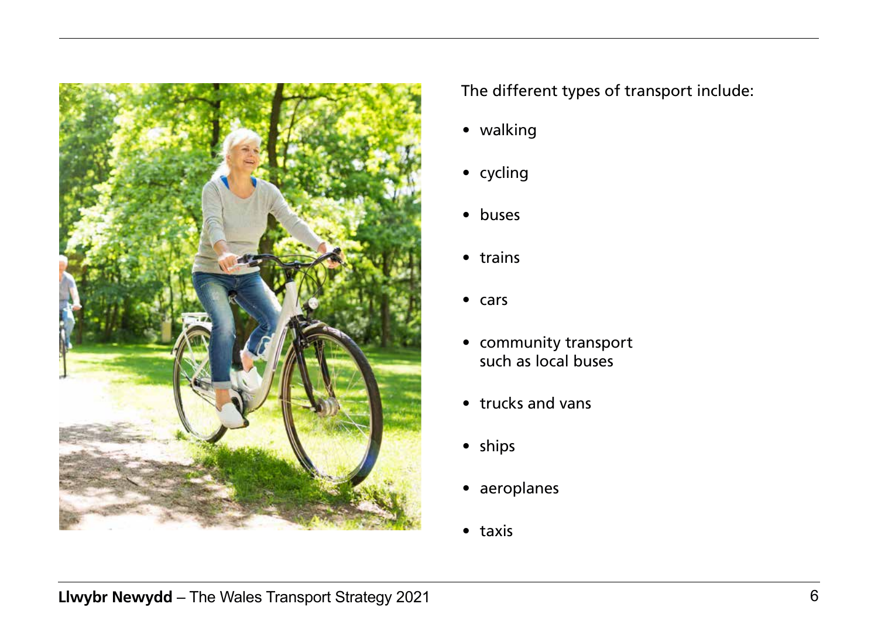The different types of transport include:

- walking
- cycling
- buses
- trains
- cars
- community transport such as local buses
- trucks and vans
- ships
- aeroplanes
- taxis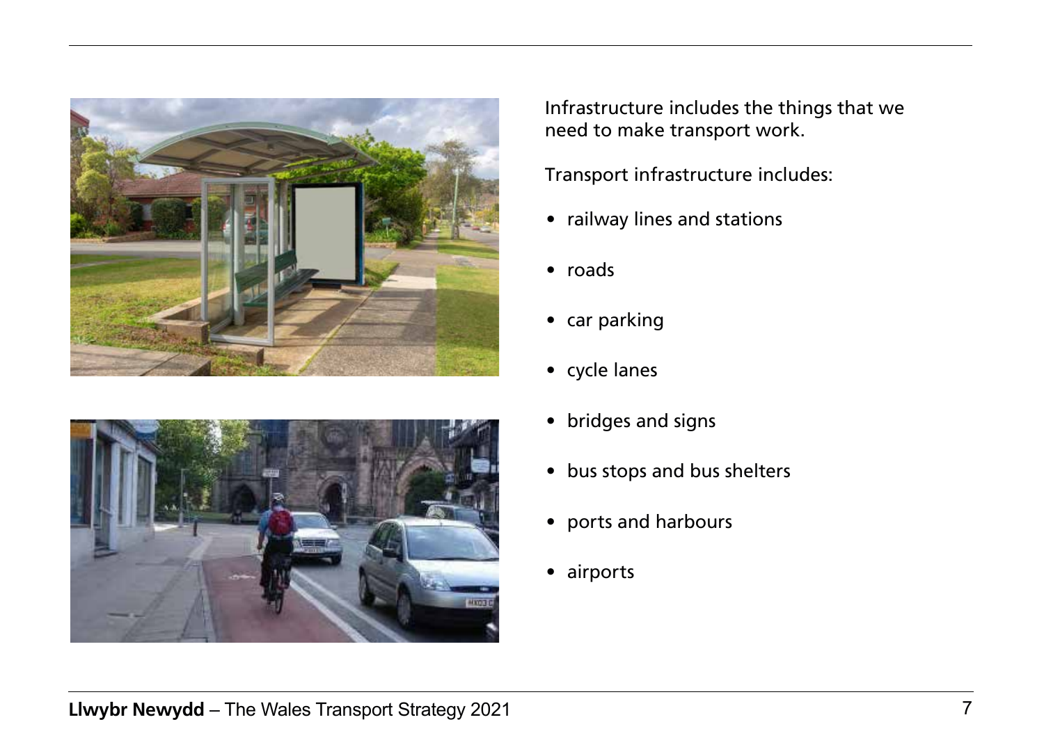Infrastructure includes the things that we need to make transport work.

Transport infrastructure includes:

- railway lines and stations
- roads
- car parking
- cycle lanes
- bridges and signs
- bus stops and bus shelters
- ports and harbours
- airports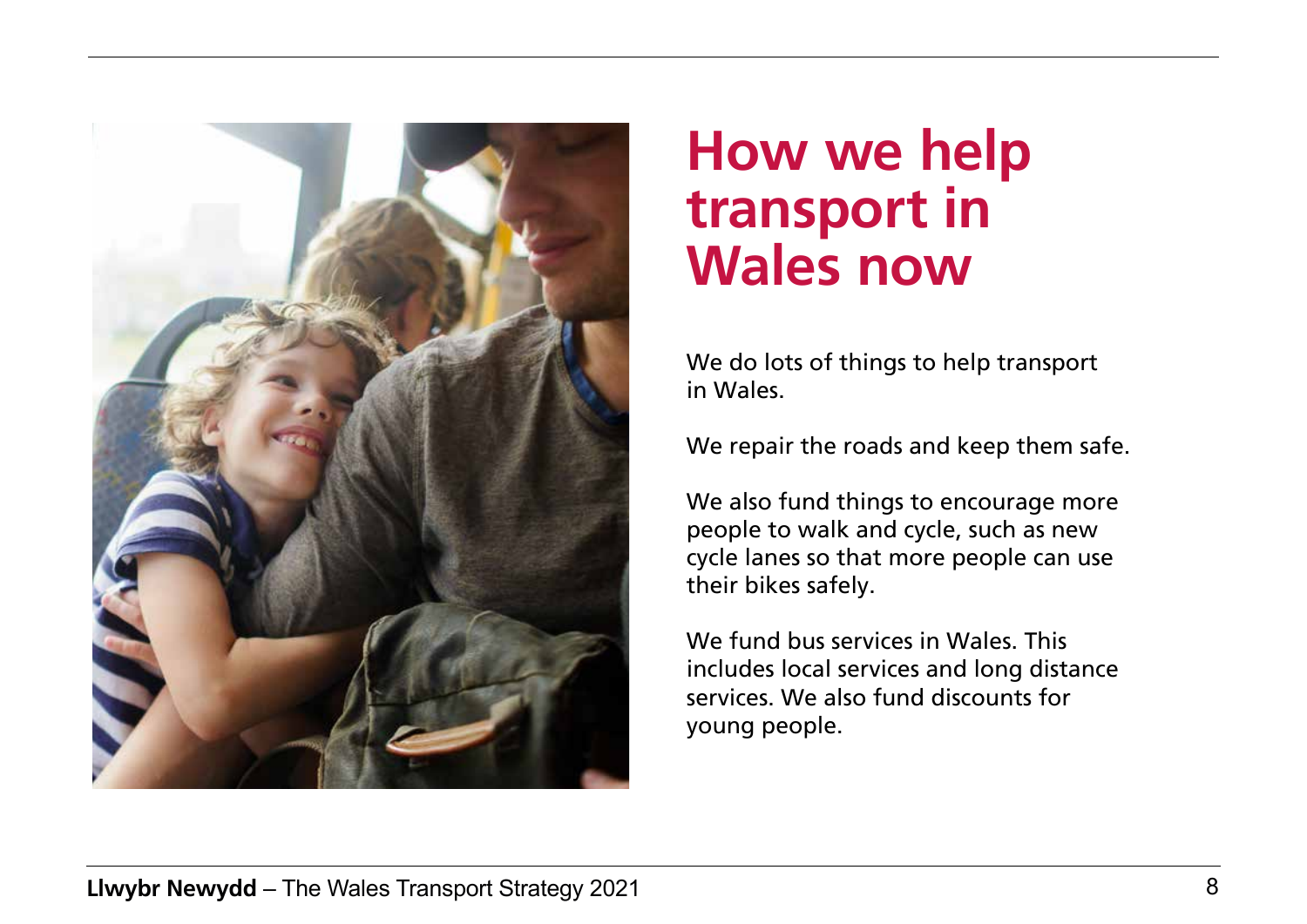# How we help transport in Wales now

We do lots of things to help transport in Wales.

We repair the roads and keep them safe.

We also fund things to encourage more people to walk and cycle, such as new cycle lanes so that more people can use their bikes safely.

We fund bus services in Wales. This includes local services and long distance services. We also fund discounts for young people.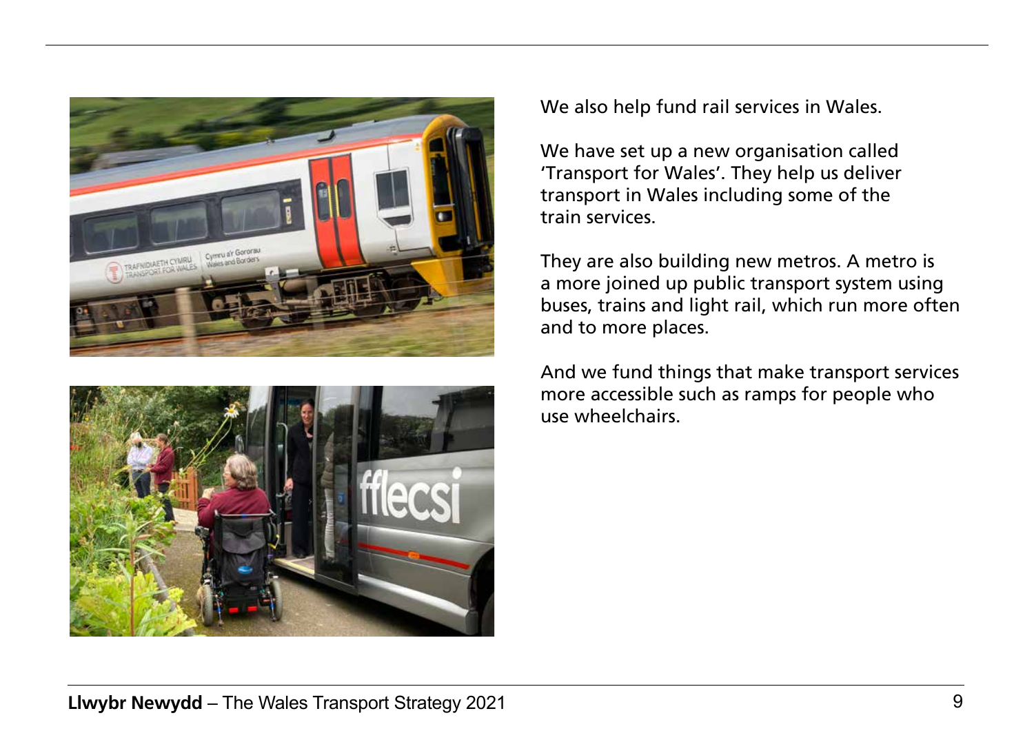We also help fund rail services in Wales.

We have set up a new organisation called 'Transport for Wales'. They help us deliver transport in Wales including some of the train services.

They are also building new metros. A metro is a more joined up public transport system using buses, trains and light rail, which run more often and to more places.

And we fund things that make transport services more accessible such as ramps for people who use wheelchairs.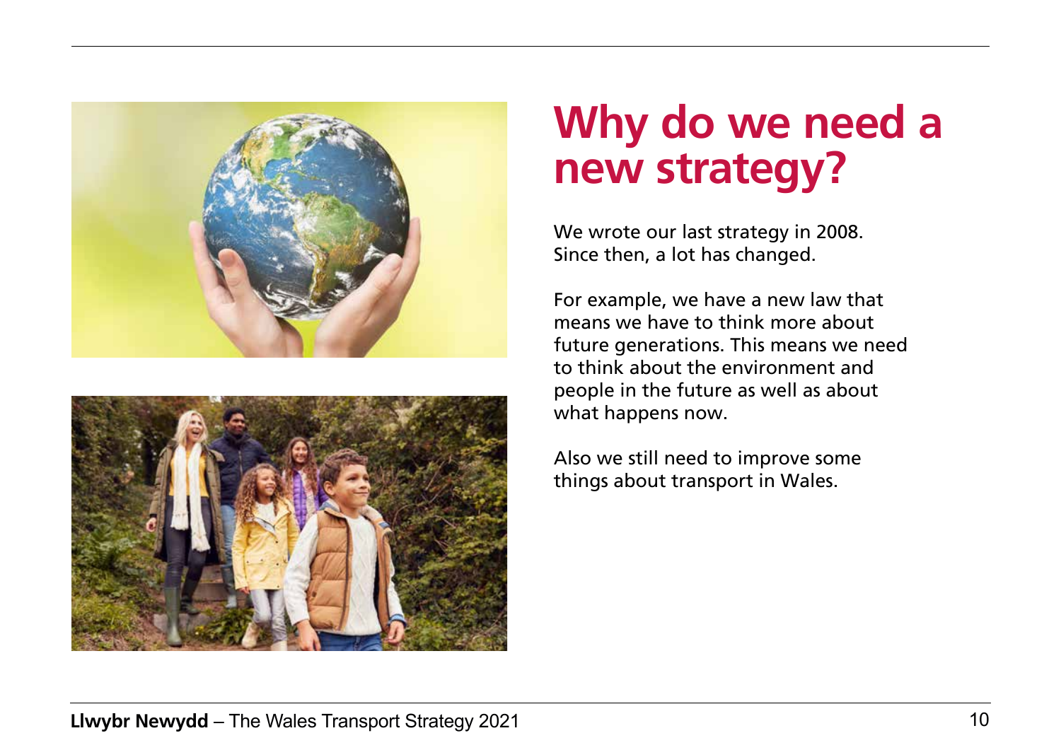# Why do we need a new strategy?

We wrote our last strategy in 2008. Since then, a lot has changed.

For example, we have a new law that means we have to think more about future generations. This means we need to think about the environment and people in the future as well as about what happens now.

Also we still need to improve some things about transport in Wales.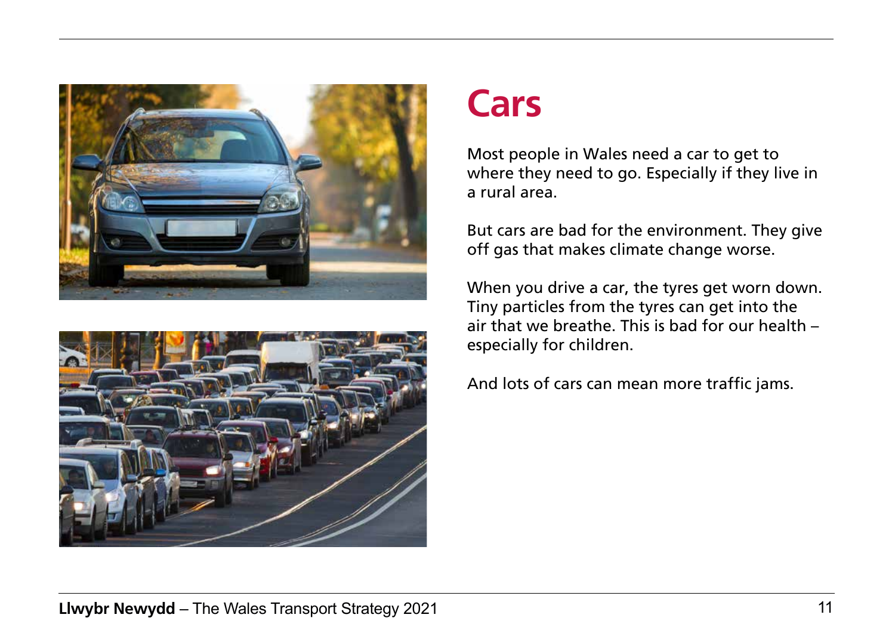# Cars

Most people in Wales need a car to get to where they need to go. Especially if they live in a rural area.

But cars are bad for the environment. They give off gas that makes climate change worse.

When you drive a car, the tyres get worn down. Tiny particles from the tyres can get into the air that we breathe. This is bad for our health – especially for children.

And lots of cars can mean more traffic jams.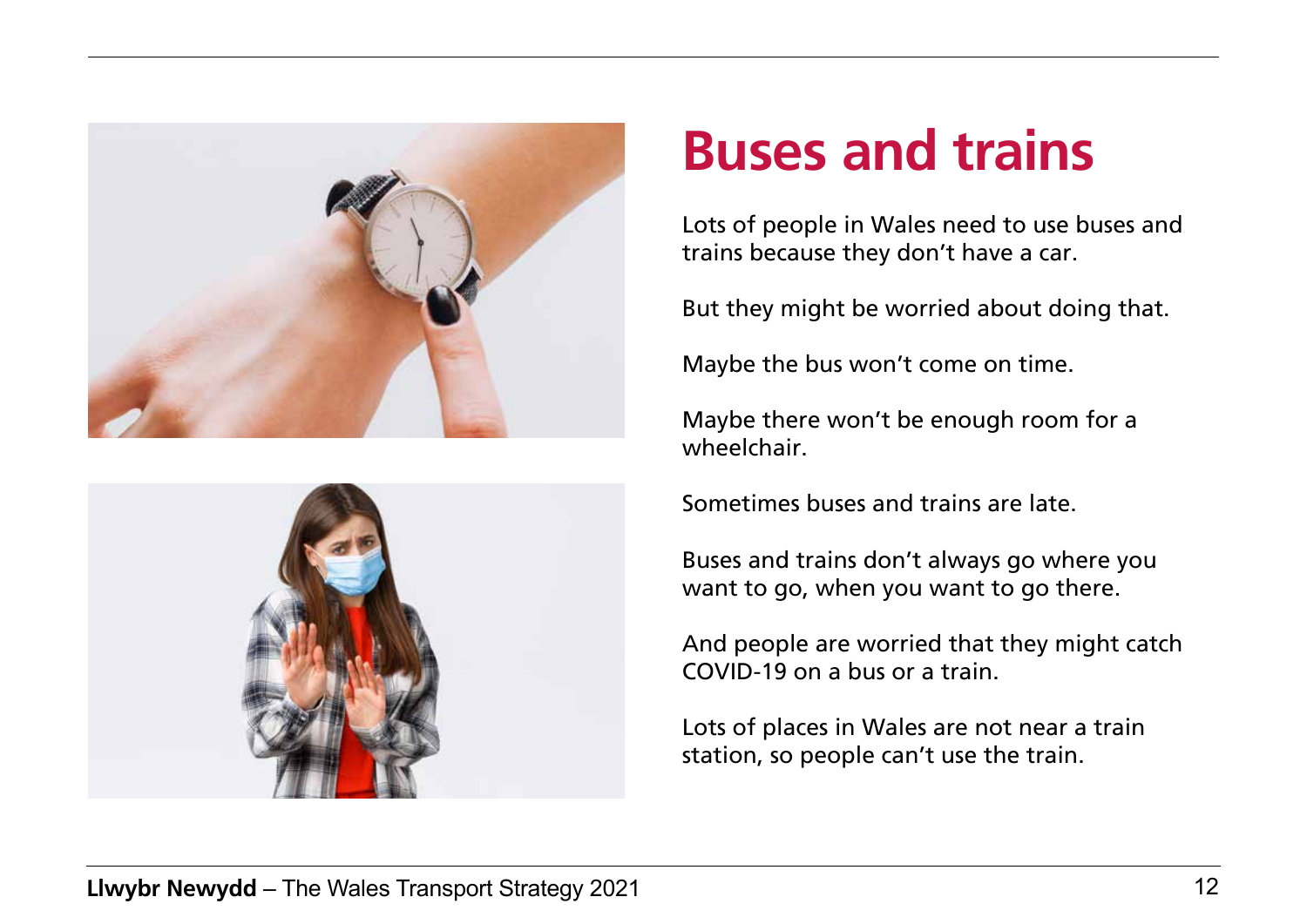# Buses and trains

Lots of people in Wales need to use buses and trains because they don't have a car.

But they might be worried about doing that.

Maybe the bus won't come on time.

Maybe there won't be enough room for a wheelchair.

Sometimes buses and trains are late.

Buses and trains don't always go where you want to go, when you want to go there.

And people are worried that they might catch COVID-19 on a bus or a train.

Lots of places in Wales are not near a train station, so people can't use the train.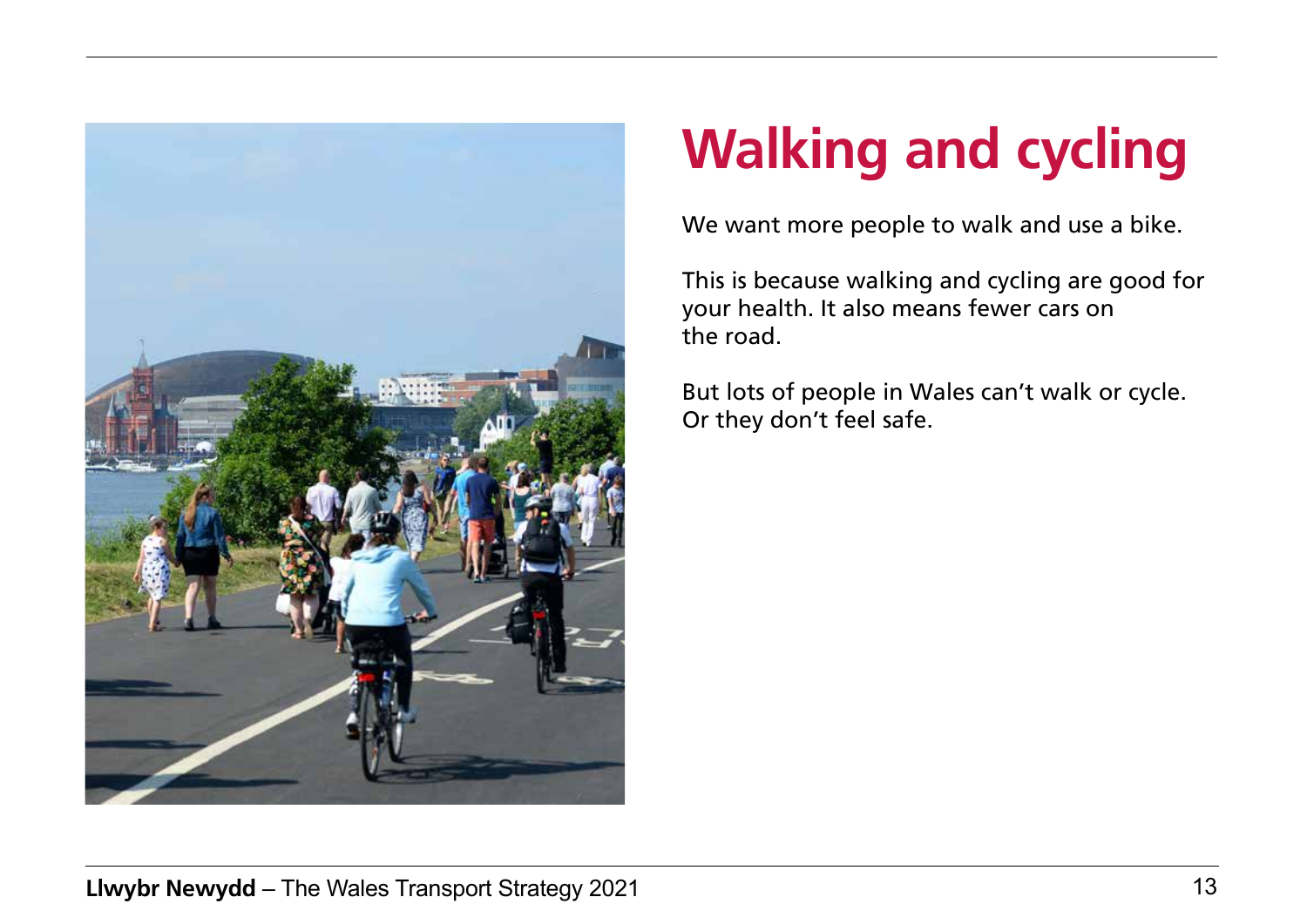# Walking and cycling

We want more people to walk and use a bike.

This is because walking and cycling are good for your health. It also means fewer cars on the road.

But lots of people in Wales can't walk or cycle. Or they don't feel safe.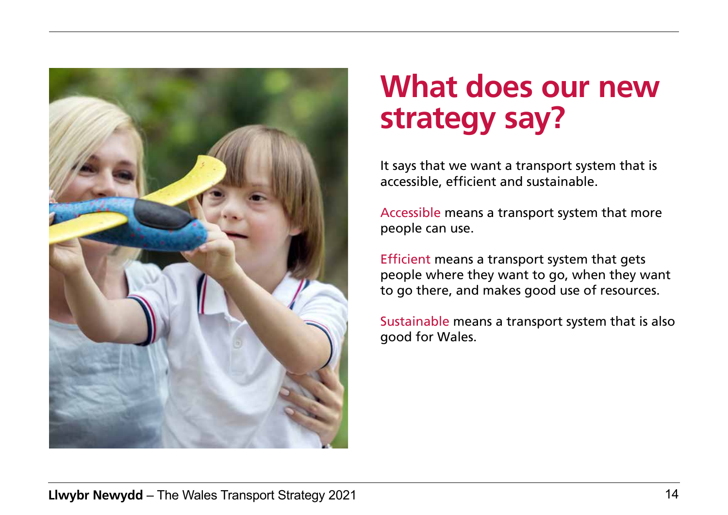# What does our new strategy say?

It says that we want a transport system that is accessible, efficient and sustainable.

Accessible means a transport system that more people can use.

Efficient means a transport system that gets people where they want to go, when they want to go there, and makes good use of resources.

Sustainable means a transport system that is also good for Wales.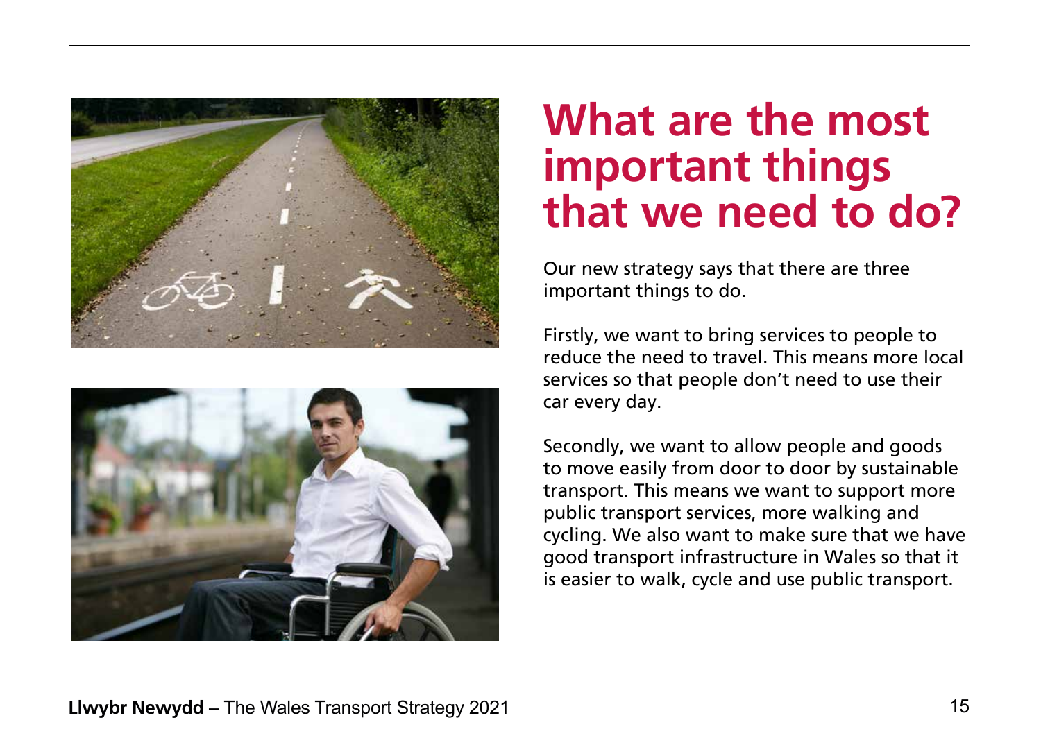# What are the most important things that we need to do?

Our new strategy says that there are three important things to do.

Firstly, we want to bring services to people to reduce the need to travel. This means more local services so that people don't need to use their car every day.

Secondly, we want to allow people and goods to move easily from door to door by sustainable transport. This means we want to support more public transport services, more walking and cycling. We also want to make sure that we have good transport infrastructure in Wales so that it is easier to walk, cycle and use public transport.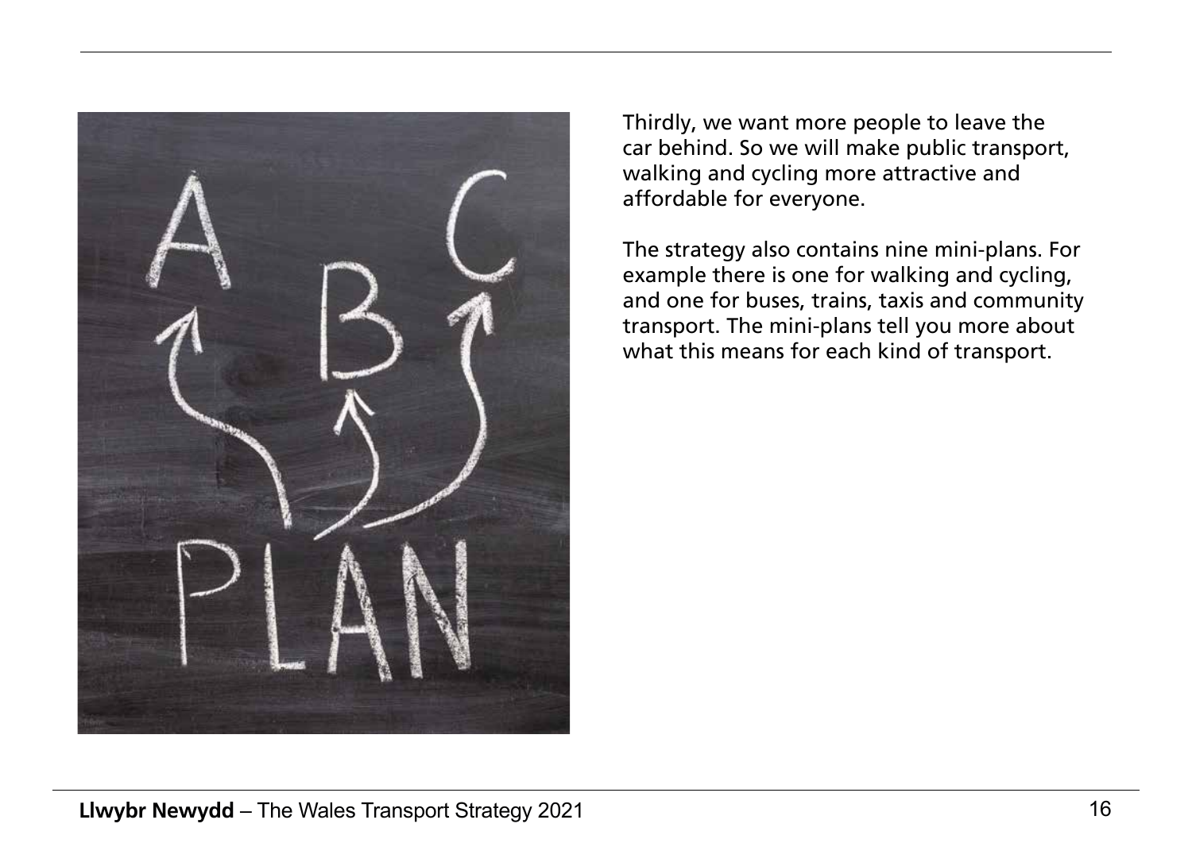Thirdly, we want more people to leave the car behind. So we will make public transport, walking and cycling more attractive and affordable for everyone.

The strategy also contains nine mini-plans. For example there is one for walking and cycling, and one for buses, trains, taxis and community transport. The mini-plans tell you more about what this means for each kind of transport.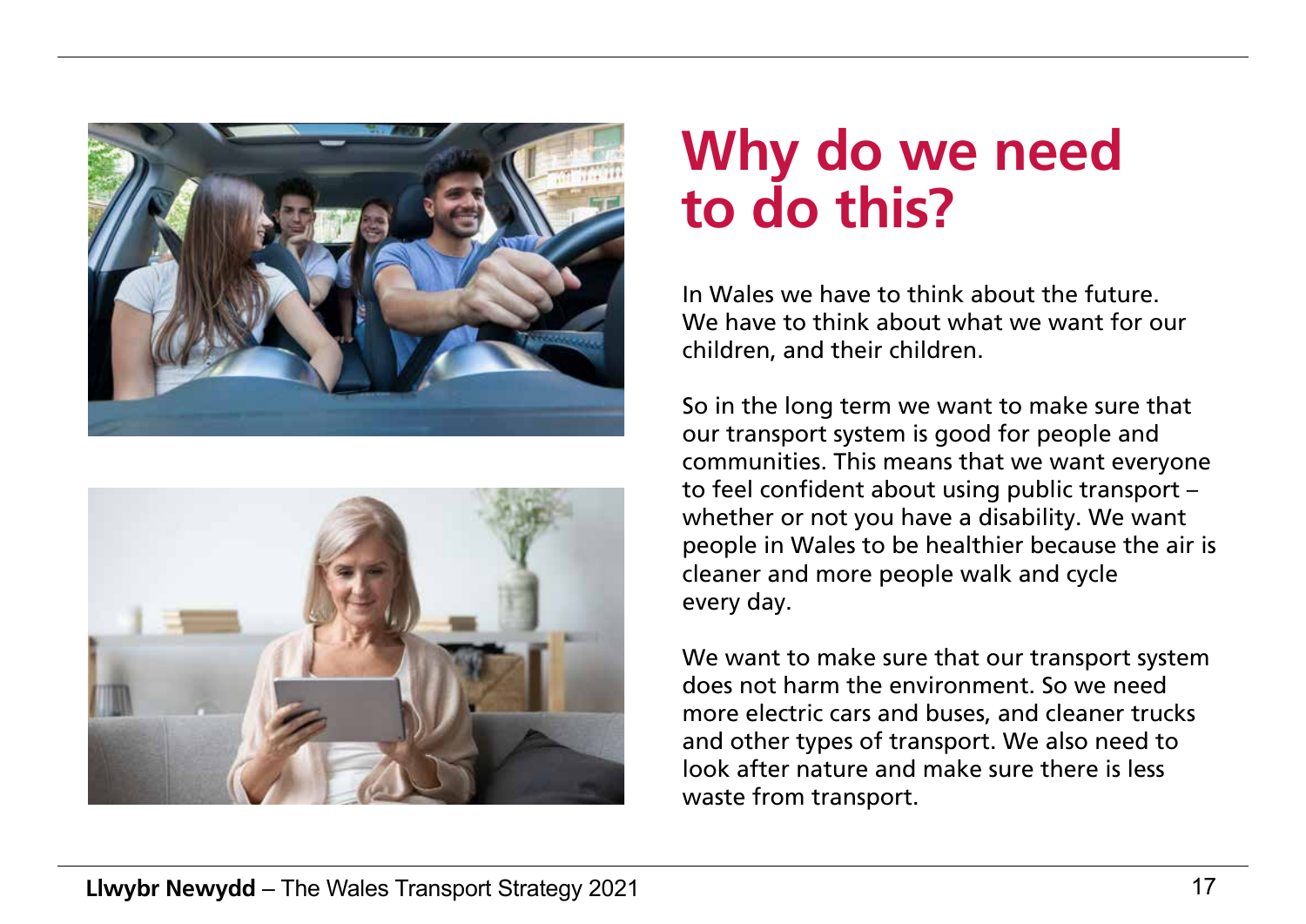# Why do we need to do this?

In Wales we have to think about the future. We have to think about what we want for our children, and their children.

So in the long term we want to make sure that our transport system is good for people and communities. This means that we want everyone to feel confident about using public transport – whether or not you have a disability. We want people in Wales to be healthier because the air is cleaner and more people walk and cycle every day.

We want to make sure that our transport system does not harm the environment. So we need more electric cars and buses, and cleaner trucks and other types of transport. We also need to look after nature and make sure there is less waste from transport.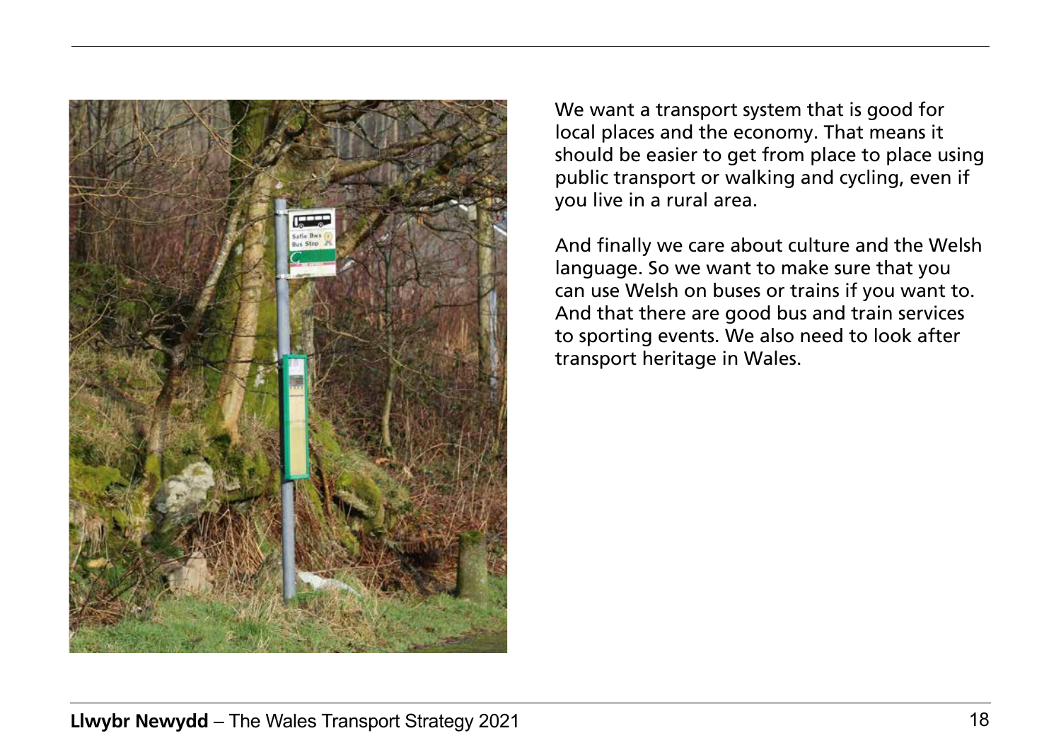We want a transport system that is good for local places and the economy. That means it should be easier to get from place to place using public transport or walking and cycling, even if you live in a rural area.

And finally we care about culture and the Welsh language. So we want to make sure that you can use Welsh on buses or trains if you want to. And that there are good bus and train services to sporting events. We also need to look after transport heritage in Wales.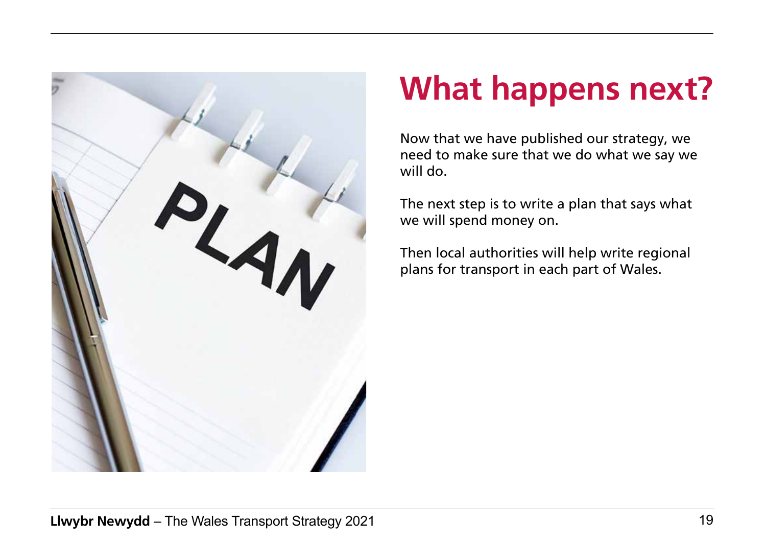# What happens next?

Now that we have published our strategy, we need to make sure that we do what we say we will do.

The next step is to write a plan that says what we will spend money on.

Then local authorities will help write regional plans for transport in each part of Wales.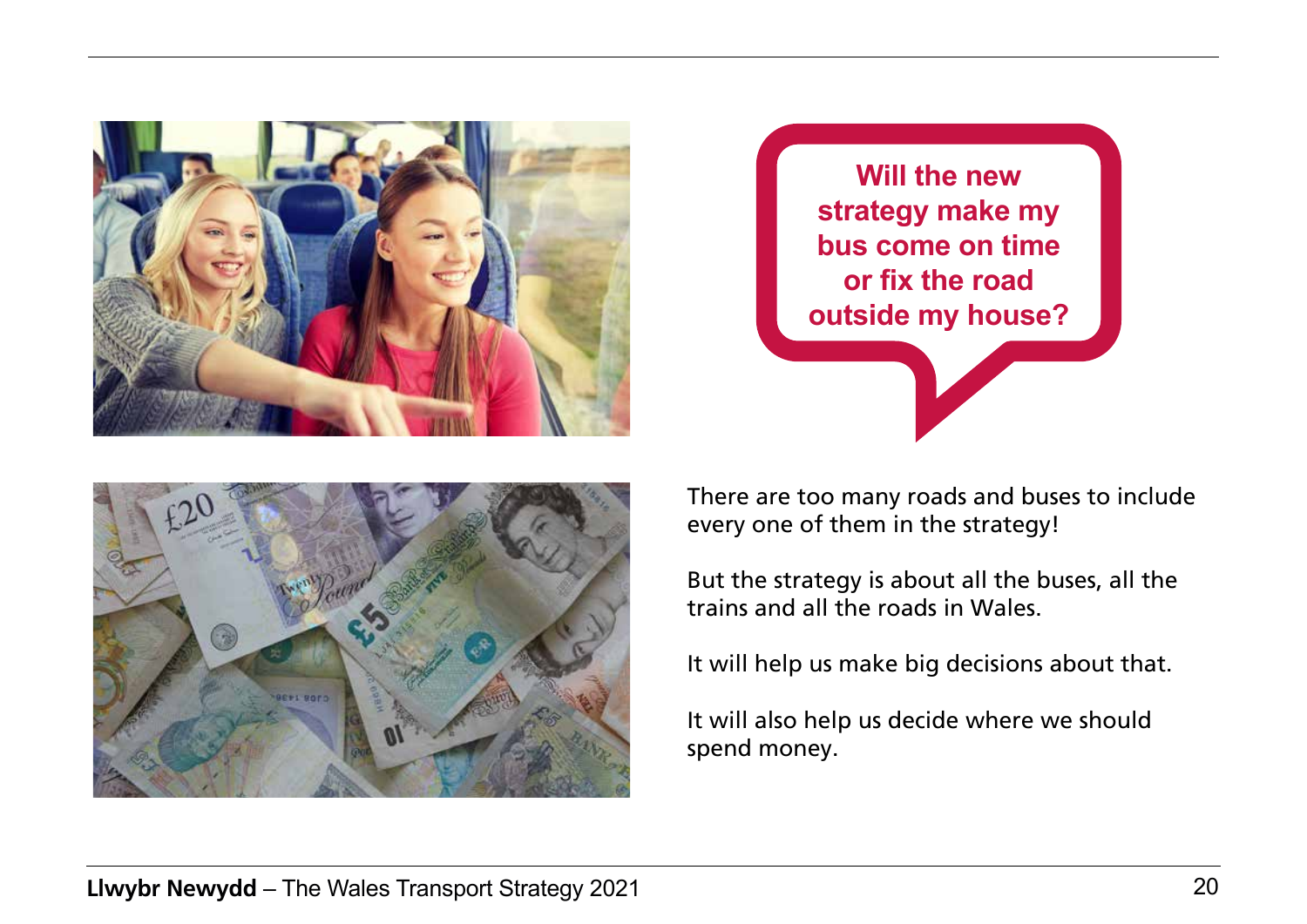**Will the new strategy make my bus come on time or fix the road outside my house?**

There are too many roads and buses to include every one of them in the strategy!

But the strategy is about all the buses, all the trains and all the roads in Wales.

It will help us make big decisions about that.

It will also help us decide where we should spend money.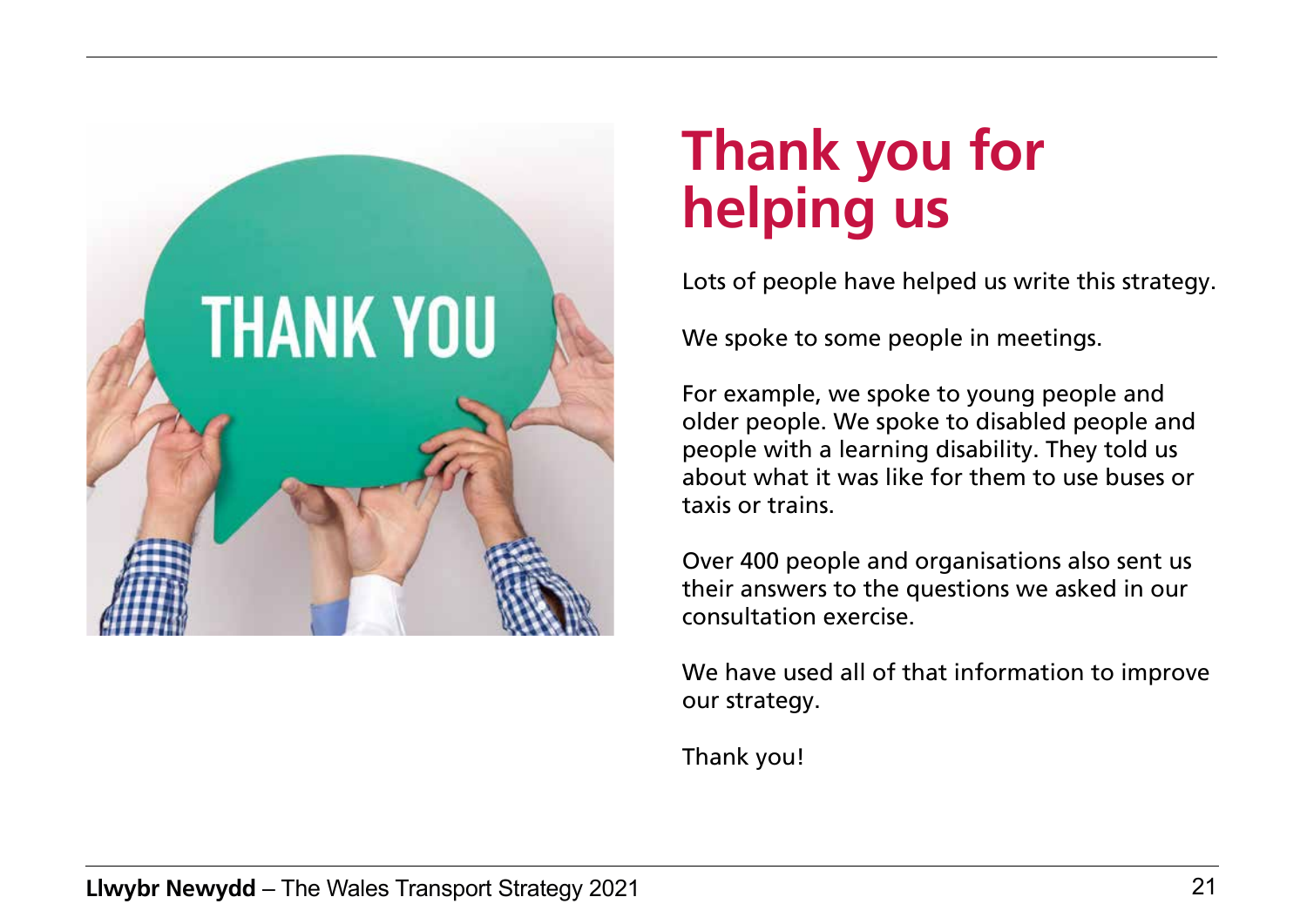# Thank you for helping us

Lots of people have helped us write this strategy.

We spoke to some people in meetings.

For example, we spoke to young people and older people. We spoke to disabled people and people with a learning disability. They told us about what it was like for them to use buses or taxis or trains.

Over 400 people and organisations also sent us their answers to the questions we asked in our consultation exercise.

We have used all of that information to improve our strategy.

Thank you!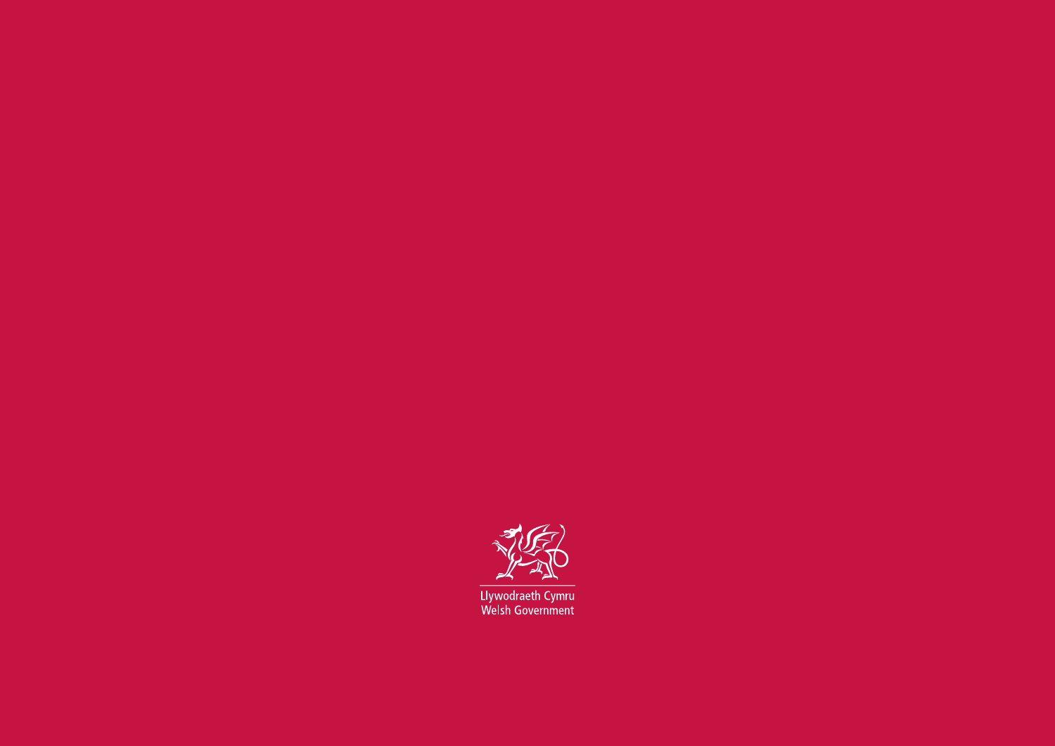Llywodraeth Cymru
Welsh Government